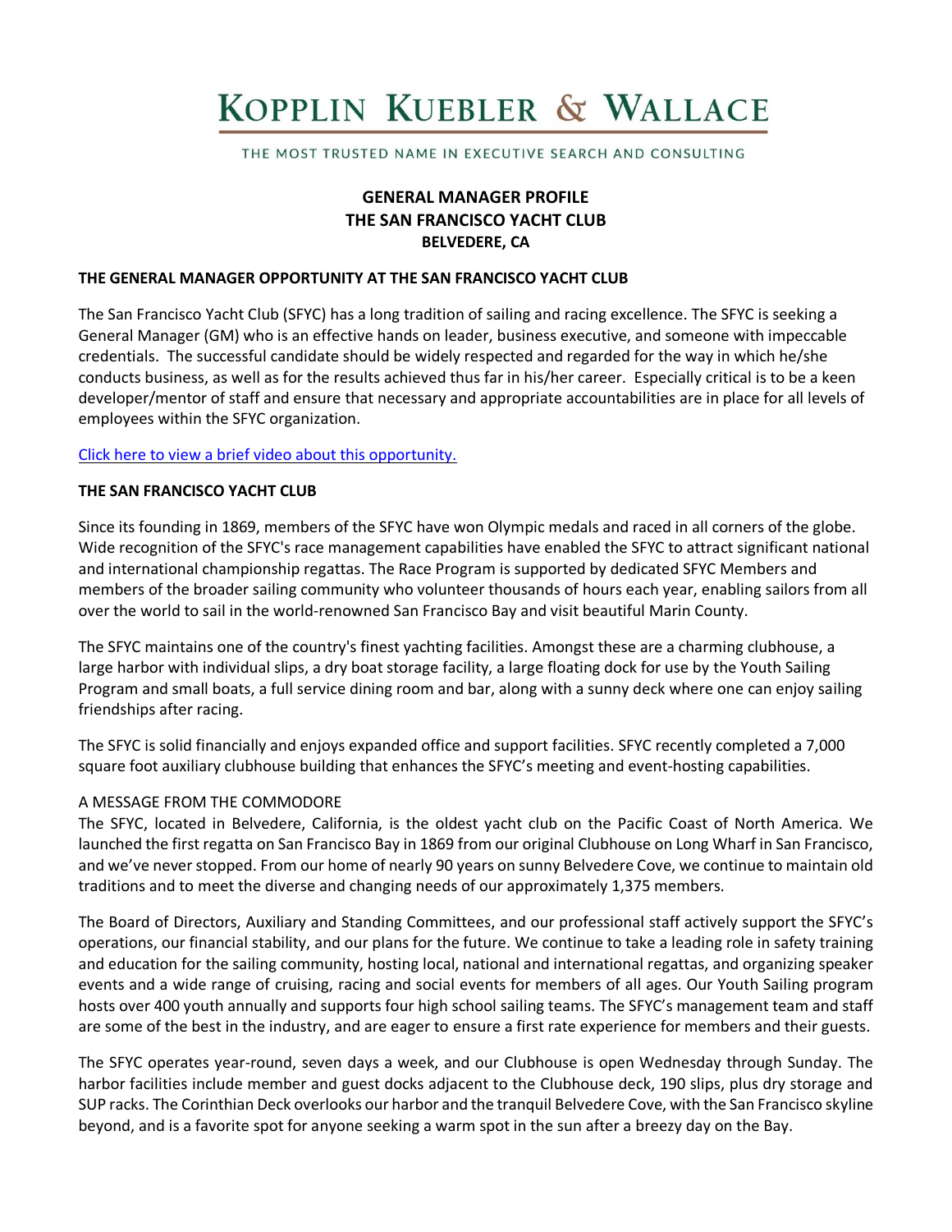# KOPPLIN KUEBLER & WALLACE

THE MOST TRUSTED NAME IN EXECUTIVE SEARCH AND CONSULTING

**GENERAL MANAGER PROFILE**
**THE SAN FRANCISCO YACHT CLUB**
**BELVEDERE, CA**

## THE GENERAL MANAGER OPPORTUNITY AT THE SAN FRANCISCO YACHT CLUB

The San Francisco Yacht Club (SFYC) has a long tradition of sailing and racing excellence. The SFYC is seeking a General Manager (GM) who is an effective hands on leader, business executive, and someone with impeccable credentials. The successful candidate should be widely respected and regarded for the way in which he/she conducts business, as well as for the results achieved thus far in his/her career. Especially critical is to be a keen developer/mentor of staff and ensure that necessary and appropriate accountabilities are in place for all levels of employees within the SFYC organization.

Click here to view a brief video about this opportunity.

## THE SAN FRANCISCO YACHT CLUB

Since its founding in 1869, members of the SFYC have won Olympic medals and raced in all corners of the globe. Wide recognition of the SFYC's race management capabilities have enabled the SFYC to attract significant national and international championship regattas. The Race Program is supported by dedicated SFYC Members and members of the broader sailing community who volunteer thousands of hours each year, enabling sailors from all over the world to sail in the world-renowned San Francisco Bay and visit beautiful Marin County.

The SFYC maintains one of the country's finest yachting facilities. Amongst these are a charming clubhouse, a large harbor with individual slips, a dry boat storage facility, a large floating dock for use by the Youth Sailing Program and small boats, a full service dining room and bar, along with a sunny deck where one can enjoy sailing friendships after racing.

The SFYC is solid financially and enjoys expanded office and support facilities. SFYC recently completed a 7,000 square foot auxiliary clubhouse building that enhances the SFYC's meeting and event-hosting capabilities.

### A MESSAGE FROM THE COMMODORE

The SFYC, located in Belvedere, California, is the oldest yacht club on the Pacific Coast of North America. We launched the first regatta on San Francisco Bay in 1869 from our original Clubhouse on Long Wharf in San Francisco, and we've never stopped. From our home of nearly 90 years on sunny Belvedere Cove, we continue to maintain old traditions and to meet the diverse and changing needs of our approximately 1,375 members.

The Board of Directors, Auxiliary and Standing Committees, and our professional staff actively support the SFYC's operations, our financial stability, and our plans for the future. We continue to take a leading role in safety training and education for the sailing community, hosting local, national and international regattas, and organizing speaker events and a wide range of cruising, racing and social events for members of all ages. Our Youth Sailing program hosts over 400 youth annually and supports four high school sailing teams. The SFYC's management team and staff are some of the best in the industry, and are eager to ensure a first rate experience for members and their guests.

The SFYC operates year-round, seven days a week, and our Clubhouse is open Wednesday through Sunday. The harbor facilities include member and guest docks adjacent to the Clubhouse deck, 190 slips, plus dry storage and SUP racks. The Corinthian Deck overlooks our harbor and the tranquil Belvedere Cove, with the San Francisco skyline beyond, and is a favorite spot for anyone seeking a warm spot in the sun after a breezy day on the Bay.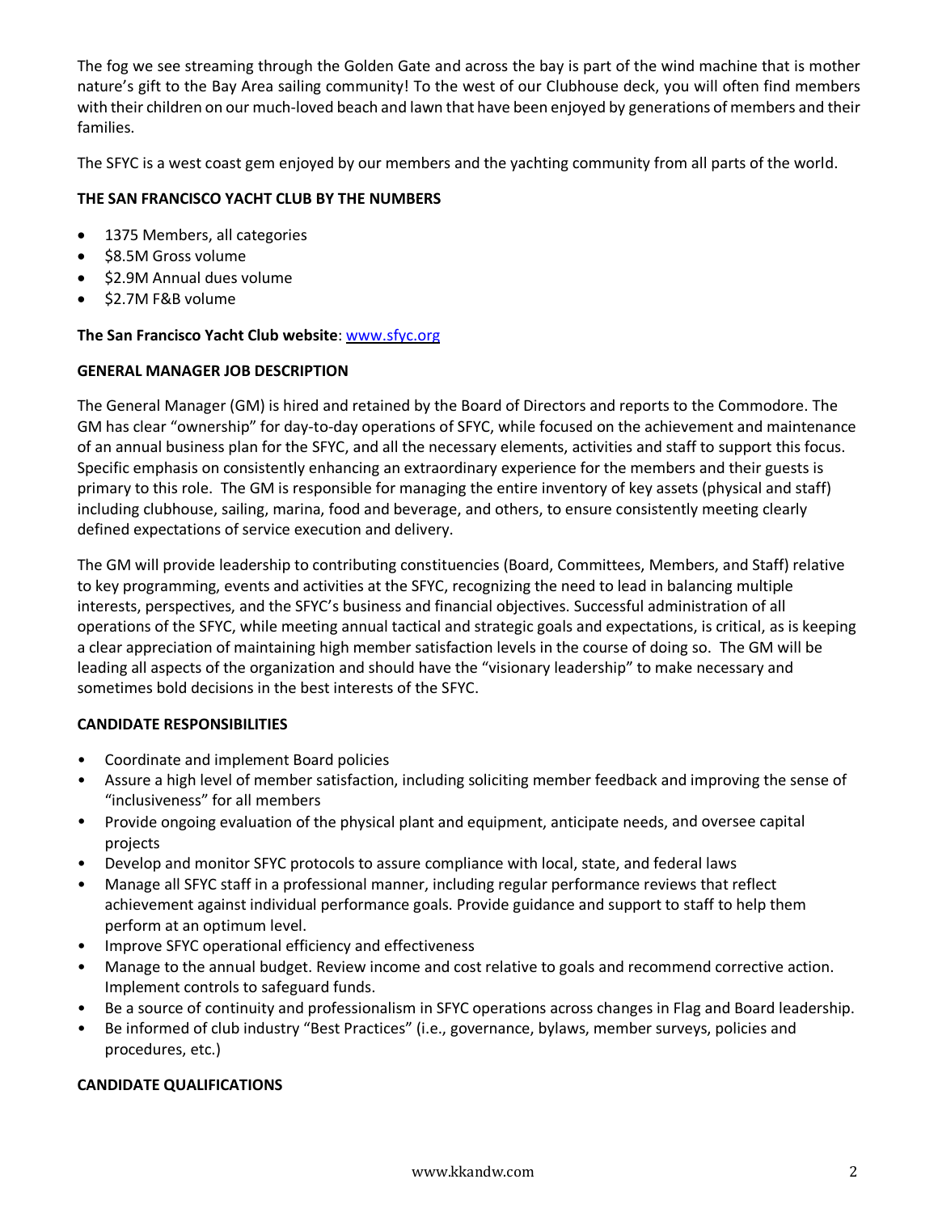The fog we see streaming through the Golden Gate and across the bay is part of the wind machine that is mother nature's gift to the Bay Area sailing community! To the west of our Clubhouse deck, you will often find members with their children on our much-loved beach and lawn that have been enjoyed by generations of members and their families.

The SFYC is a west coast gem enjoyed by our members and the yachting community from all parts of the world.

**THE SAN FRANCISCO YACHT CLUB BY THE NUMBERS**

- 1375 Members, all categories
- $8.5M Gross volume
- $2.9M Annual dues volume
- $2.7M F&B volume

**The San Francisco Yacht Club website**: www.sfyc.org

**GENERAL MANAGER JOB DESCRIPTION**

The General Manager (GM) is hired and retained by the Board of Directors and reports to the Commodore. The GM has clear "ownership" for day-to-day operations of SFYC, while focused on the achievement and maintenance of an annual business plan for the SFYC, and all the necessary elements, activities and staff to support this focus. Specific emphasis on consistently enhancing an extraordinary experience for the members and their guests is primary to this role. The GM is responsible for managing the entire inventory of key assets (physical and staff) including clubhouse, sailing, marina, food and beverage, and others, to ensure consistently meeting clearly defined expectations of service execution and delivery.

The GM will provide leadership to contributing constituencies (Board, Committees, Members, and Staff) relative to key programming, events and activities at the SFYC, recognizing the need to lead in balancing multiple interests, perspectives, and the SFYC's business and financial objectives. Successful administration of all operations of the SFYC, while meeting annual tactical and strategic goals and expectations, is critical, as is keeping a clear appreciation of maintaining high member satisfaction levels in the course of doing so. The GM will be leading all aspects of the organization and should have the "visionary leadership" to make necessary and sometimes bold decisions in the best interests of the SFYC.

**CANDIDATE RESPONSIBILITIES**

- Coordinate and implement Board policies
- Assure a high level of member satisfaction, including soliciting member feedback and improving the sense of "inclusiveness" for all members
- Provide ongoing evaluation of the physical plant and equipment, anticipate needs, and oversee capital projects
- Develop and monitor SFYC protocols to assure compliance with local, state, and federal laws
- Manage all SFYC staff in a professional manner, including regular performance reviews that reflect achievement against individual performance goals. Provide guidance and support to staff to help them perform at an optimum level.
- Improve SFYC operational efficiency and effectiveness
- Manage to the annual budget. Review income and cost relative to goals and recommend corrective action. Implement controls to safeguard funds.
- Be a source of continuity and professionalism in SFYC operations across changes in Flag and Board leadership.
- Be informed of club industry "Best Practices" (i.e., governance, bylaws, member surveys, policies and procedures, etc.)

**CANDIDATE QUALIFICATIONS**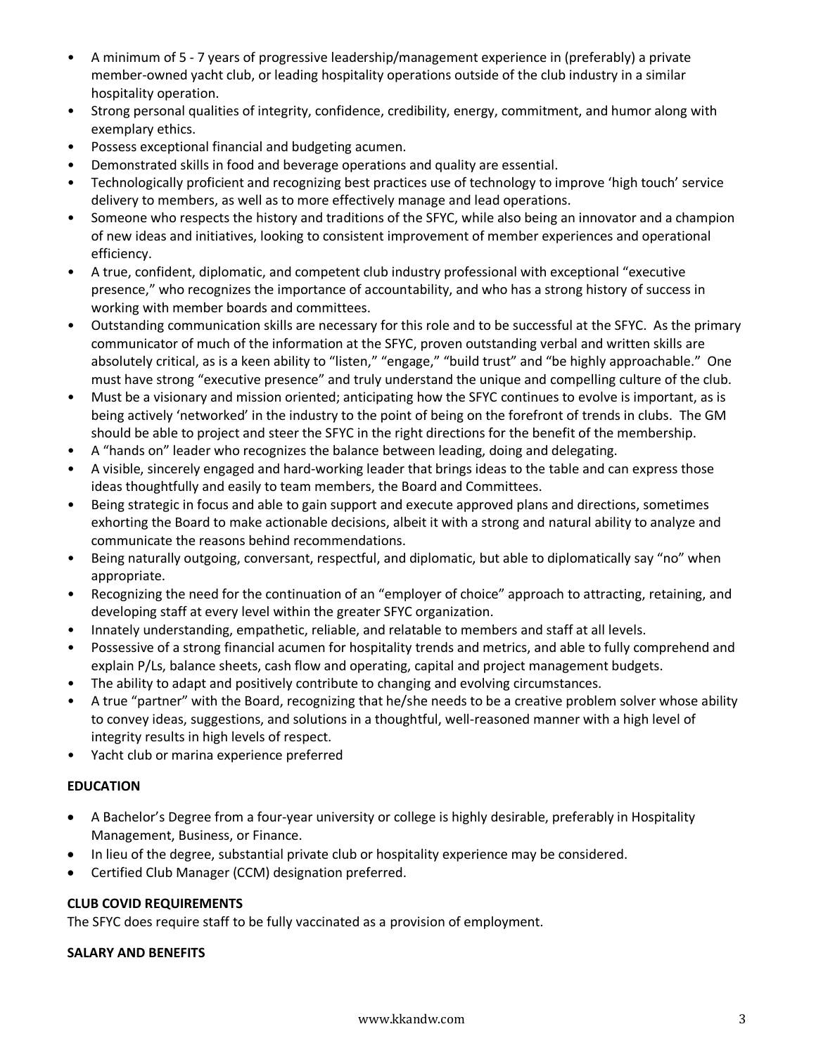- A minimum of 5 - 7 years of progressive leadership/management experience in (preferably) a private member-owned yacht club, or leading hospitality operations outside of the club industry in a similar hospitality operation.
- Strong personal qualities of integrity, confidence, credibility, energy, commitment, and humor along with exemplary ethics.
- Possess exceptional financial and budgeting acumen.
- Demonstrated skills in food and beverage operations and quality are essential.
- Technologically proficient and recognizing best practices use of technology to improve 'high touch' service delivery to members, as well as to more effectively manage and lead operations.
- Someone who respects the history and traditions of the SFYC, while also being an innovator and a champion of new ideas and initiatives, looking to consistent improvement of member experiences and operational efficiency.
- A true, confident, diplomatic, and competent club industry professional with exceptional "executive presence," who recognizes the importance of accountability, and who has a strong history of success in working with member boards and committees.
- Outstanding communication skills are necessary for this role and to be successful at the SFYC. As the primary communicator of much of the information at the SFYC, proven outstanding verbal and written skills are absolutely critical, as is a keen ability to "listen," "engage," "build trust" and "be highly approachable." One must have strong "executive presence" and truly understand the unique and compelling culture of the club.
- Must be a visionary and mission oriented; anticipating how the SFYC continues to evolve is important, as is being actively 'networked' in the industry to the point of being on the forefront of trends in clubs. The GM should be able to project and steer the SFYC in the right directions for the benefit of the membership.
- A "hands on" leader who recognizes the balance between leading, doing and delegating.
- A visible, sincerely engaged and hard-working leader that brings ideas to the table and can express those ideas thoughtfully and easily to team members, the Board and Committees.
- Being strategic in focus and able to gain support and execute approved plans and directions, sometimes exhorting the Board to make actionable decisions, albeit it with a strong and natural ability to analyze and communicate the reasons behind recommendations.
- Being naturally outgoing, conversant, respectful, and diplomatic, but able to diplomatically say "no" when appropriate.
- Recognizing the need for the continuation of an "employer of choice" approach to attracting, retaining, and developing staff at every level within the greater SFYC organization.
- Innately understanding, empathetic, reliable, and relatable to members and staff at all levels.
- Possessive of a strong financial acumen for hospitality trends and metrics, and able to fully comprehend and explain P/Ls, balance sheets, cash flow and operating, capital and project management budgets.
- The ability to adapt and positively contribute to changing and evolving circumstances.
- A true "partner" with the Board, recognizing that he/she needs to be a creative problem solver whose ability to convey ideas, suggestions, and solutions in a thoughtful, well-reasoned manner with a high level of integrity results in high levels of respect.
- Yacht club or marina experience preferred

**EDUCATION**

- A Bachelor's Degree from a four-year university or college is highly desirable, preferably in Hospitality Management, Business, or Finance.
- In lieu of the degree, substantial private club or hospitality experience may be considered.
- Certified Club Manager (CCM) designation preferred.

**CLUB COVID REQUIREMENTS**

The SFYC does require staff to be fully vaccinated as a provision of employment.

**SALARY AND BENEFITS**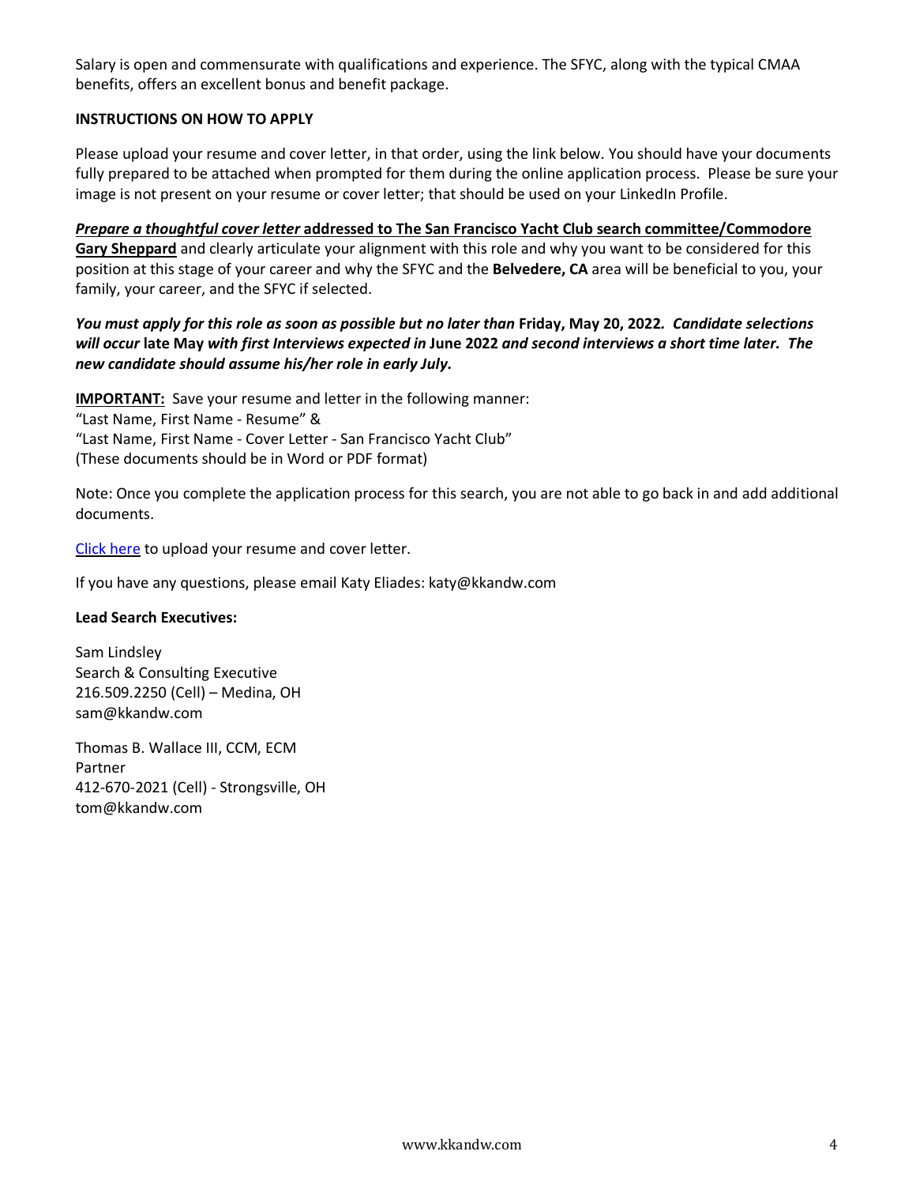Salary is open and commensurate with qualifications and experience. The SFYC, along with the typical CMAA benefits, offers an excellent bonus and benefit package.

**INSTRUCTIONS ON HOW TO APPLY**

Please upload your resume and cover letter, in that order, using the link below. You should have your documents fully prepared to be attached when prompted for them during the online application process. Please be sure your image is not present on your resume or cover letter; that should be used on your LinkedIn Profile.

***Prepare a thoughtful cover letter*** **addressed to The San Francisco Yacht Club search committee/Commodore Gary Sheppard** and clearly articulate your alignment with this role and why you want to be considered for this position at this stage of your career and why the SFYC and the **Belvedere, CA** area will be beneficial to you, your family, your career, and the SFYC if selected.

***You must apply for this role as soon as possible but no later than*** **Friday, May 20, 2022*.*** ***Candidate selections will occur*** **late May** ***with first Interviews expected in*** **June 2022** ***and second interviews a short time later. The new candidate should assume his/her role in early July.***

**IMPORTANT:** Save your resume and letter in the following manner:
"Last Name, First Name - Resume" &
"Last Name, First Name - Cover Letter - San Francisco Yacht Club"
(These documents should be in Word or PDF format)

Note: Once you complete the application process for this search, you are not able to go back in and add additional documents.

Click here to upload your resume and cover letter.

If you have any questions, please email Katy Eliades: katy@kkandw.com

**Lead Search Executives:**

Sam Lindsley
Search & Consulting Executive
216.509.2250 (Cell) – Medina, OH
sam@kkandw.com

Thomas B. Wallace III, CCM, ECM
Partner
412-670-2021 (Cell) - Strongsville, OH
tom@kkandw.com